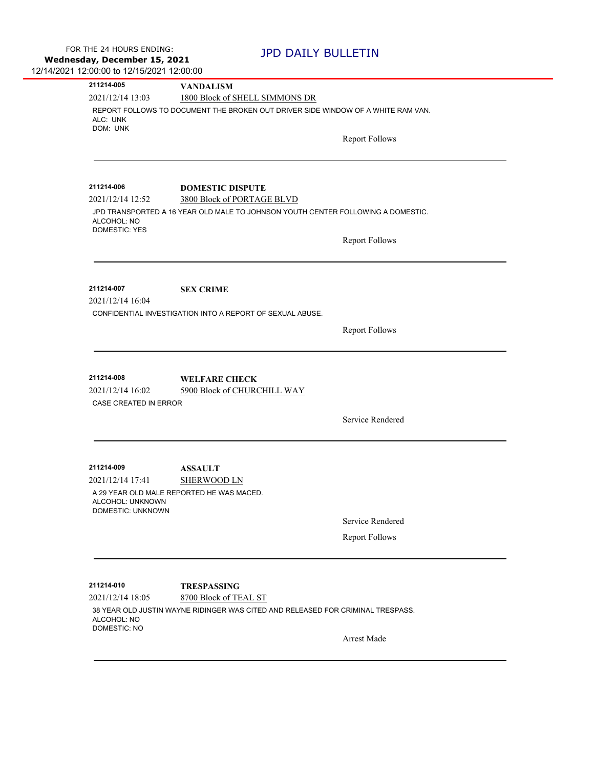FOR THE 24 HOURS ENDING:
**Wednesday, December 15, 2021**
12/14/2021 12:00:00 to 12/15/2021 12:00:00

# JPD DAILY BULLETIN

---

**211214-005** **VANDALISM**
2021/12/14 13:03 1800 Block of SHELL SIMMONS DR

REPORT FOLLOWS TO DOCUMENT THE BROKEN OUT DRIVER SIDE WINDOW OF A WHITE RAM VAN.
ALC: UNK
DOM: UNK

Report Follows

---

**211214-006** **DOMESTIC DISPUTE**
2021/12/14 12:52 3800 Block of PORTAGE BLVD

JPD TRANSPORTED A 16 YEAR OLD MALE TO JOHNSON YOUTH CENTER FOLLOWING A DOMESTIC.
ALCOHOL: NO
DOMESTIC: YES

Report Follows

---

**211214-007** **SEX CRIME**
2021/12/14 16:04

CONFIDENTIAL INVESTIGATION INTO A REPORT OF SEXUAL ABUSE.

Report Follows

---

**211214-008** **WELFARE CHECK**
2021/12/14 16:02 5900 Block of CHURCHILL WAY

CASE CREATED IN ERROR

Service Rendered

---

**211214-009** **ASSAULT**
2021/12/14 17:41 SHERWOOD LN

A 29 YEAR OLD MALE REPORTED HE WAS MACED.
ALCOHOL: UNKNOWN
DOMESTIC: UNKNOWN

Service Rendered

Report Follows

---

**211214-010** **TRESPASSING**
2021/12/14 18:05 8700 Block of TEAL ST

38 YEAR OLD JUSTIN WAYNE RIDINGER WAS CITED AND RELEASED FOR CRIMINAL TRESPASS.
ALCOHOL: NO
DOMESTIC: NO

Arrest Made

---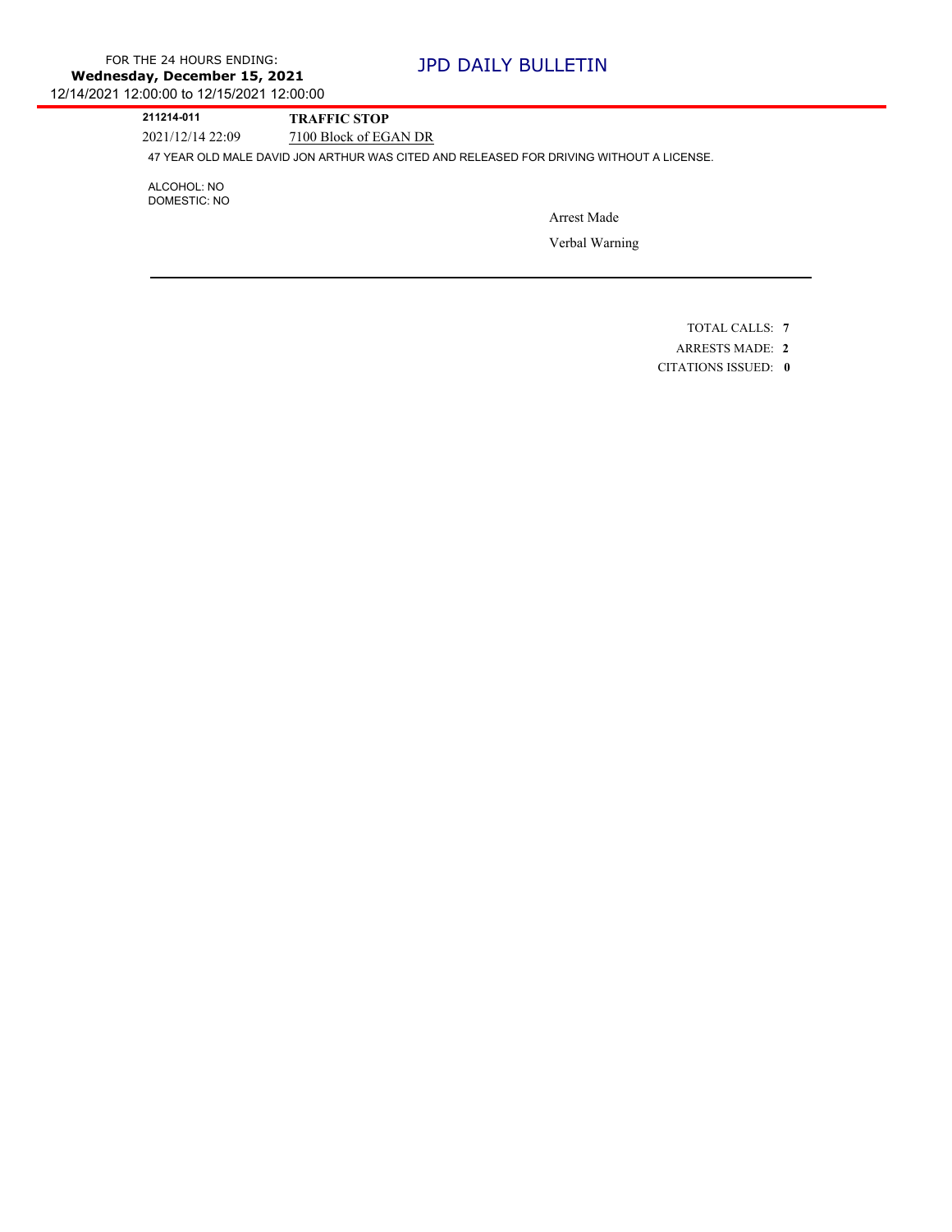FOR THE 24 HOURS ENDING:
**Wednesday, December 15, 2021**
12/14/2021 12:00:00 to 12/15/2021 12:00:00

# JPD DAILY BULLETIN

**211214-011** **TRAFFIC STOP**
2021/12/14 22:09 7100 Block of EGAN DR

47 YEAR OLD MALE DAVID JON ARTHUR WAS CITED AND RELEASED FOR DRIVING WITHOUT A LICENSE.

ALCOHOL: NO
DOMESTIC: NO

Arrest Made

Verbal Warning

---

TOTAL CALLS: **7**
ARRESTS MADE: **2**
CITATIONS ISSUED: **0**